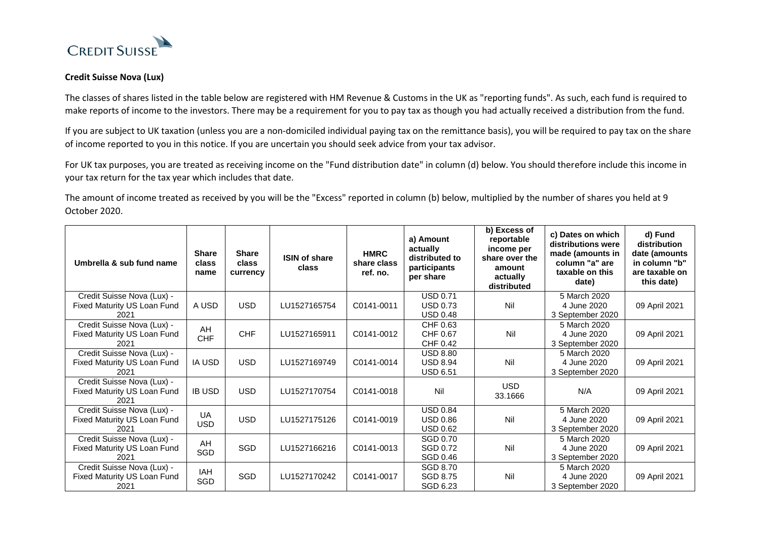CREDIT SUISSE

**Credit Suisse Nova (Lux)**

The classes of shares listed in the table below are registered with HM Revenue & Customs in the UK as "reporting funds". As such, each fund is required to make reports of income to the investors. There may be a requirement for you to pay tax as though you had actually received a distribution from the fund.

If you are subject to UK taxation (unless you are a non-domiciled individual paying tax on the remittance basis), you will be required to pay tax on the share of income reported to you in this notice. If you are uncertain you should seek advice from your tax advisor.

For UK tax purposes, you are treated as receiving income on the "Fund distribution date" in column (d) below. You should therefore include this income in your tax return for the tax year which includes that date.

The amount of income treated as received by you will be the "Excess" reported in column (b) below, multiplied by the number of shares you held at 9 October 2020.

| Umbrella & sub fund name | Share class name | Share class currency | ISIN of share class | HMRC share class ref. no. | a) Amount actually distributed to participants per share | b) Excess of reportable income per share over the amount actually distributed | c) Dates on which distributions were made (amounts in column "a" are taxable on this date) | d) Fund distribution date (amounts in column "b" are taxable on this date) |
|---|---|---|---|---|---|---|---|---|
| Credit Suisse Nova (Lux) - Fixed Maturity US Loan Fund 2021 | A USD | USD | LU1527165754 | C0141-0011 | USD 0.71<br>USD 0.73<br>USD 0.48 | Nil | 5 March 2020<br>4 June 2020<br>3 September 2020 | 09 April 2021 |
| Credit Suisse Nova (Lux) - Fixed Maturity US Loan Fund 2021 | AH CHF | CHF | LU1527165911 | C0141-0012 | CHF 0.63<br>CHF 0.67<br>CHF 0.42 | Nil | 5 March 2020<br>4 June 2020<br>3 September 2020 | 09 April 2021 |
| Credit Suisse Nova (Lux) - Fixed Maturity US Loan Fund 2021 | IA USD | USD | LU1527169749 | C0141-0014 | USD 8.80<br>USD 8.94<br>USD 6.51 | Nil | 5 March 2020<br>4 June 2020<br>3 September 2020 | 09 April 2021 |
| Credit Suisse Nova (Lux) - Fixed Maturity US Loan Fund 2021 | IB USD | USD | LU1527170754 | C0141-0018 | Nil | USD 33.1666 | N/A | 09 April 2021 |
| Credit Suisse Nova (Lux) - Fixed Maturity US Loan Fund 2021 | UA USD | USD | LU1527175126 | C0141-0019 | USD 0.84<br>USD 0.86<br>USD 0.62 | Nil | 5 March 2020<br>4 June 2020<br>3 September 2020 | 09 April 2021 |
| Credit Suisse Nova (Lux) - Fixed Maturity US Loan Fund 2021 | AH SGD | SGD | LU1527166216 | C0141-0013 | SGD 0.70<br>SGD 0.72<br>SGD 0.46 | Nil | 5 March 2020<br>4 June 2020<br>3 September 2020 | 09 April 2021 |
| Credit Suisse Nova (Lux) - Fixed Maturity US Loan Fund 2021 | IAH SGD | SGD | LU1527170242 | C0141-0017 | SGD 8.70<br>SGD 8.75<br>SGD 6.23 | Nil | 5 March 2020<br>4 June 2020<br>3 September 2020 | 09 April 2021 |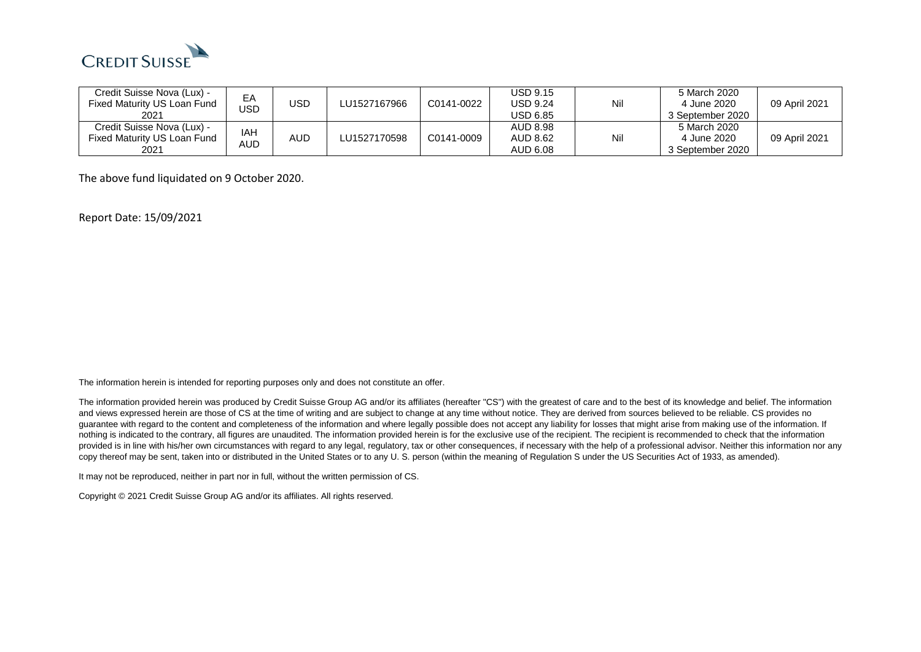| | | | | | | | | |
|---|---|---|---|---|---|---|---|---|
| Credit Suisse Nova (Lux) - Fixed Maturity US Loan Fund 2021 | EA USD | USD | LU1527167966 | C0141-0022 | USD 9.15<br>USD 9.24<br>USD 6.85 | Nil | 5 March 2020<br>4 June 2020<br>3 September 2020 | 09 April 2021 |
| Credit Suisse Nova (Lux) - Fixed Maturity US Loan Fund 2021 | IAH AUD | AUD | LU1527170598 | C0141-0009 | AUD 8.98<br>AUD 8.62<br>AUD 6.08 | Nil | 5 March 2020<br>4 June 2020<br>3 September 2020 | 09 April 2021 |

The above fund liquidated on 9 October 2020.

Report Date: 15/09/2021

The information herein is intended for reporting purposes only and does not constitute an offer.

The information provided herein was produced by Credit Suisse Group AG and/or its affiliates (hereafter "CS") with the greatest of care and to the best of its knowledge and belief. The information and views expressed herein are those of CS at the time of writing and are subject to change at any time without notice. They are derived from sources believed to be reliable. CS provides no guarantee with regard to the content and completeness of the information and where legally possible does not accept any liability for losses that might arise from making use of the information. If nothing is indicated to the contrary, all figures are unaudited. The information provided herein is for the exclusive use of the recipient. The recipient is recommended to check that the information provided is in line with his/her own circumstances with regard to any legal, regulatory, tax or other consequences, if necessary with the help of a professional advisor. Neither this information nor any copy thereof may be sent, taken into or distributed in the United States or to any U. S. person (within the meaning of Regulation S under the US Securities Act of 1933, as amended).

It may not be reproduced, neither in part nor in full, without the written permission of CS.

Copyright © 2021 Credit Suisse Group AG and/or its affiliates. All rights reserved.